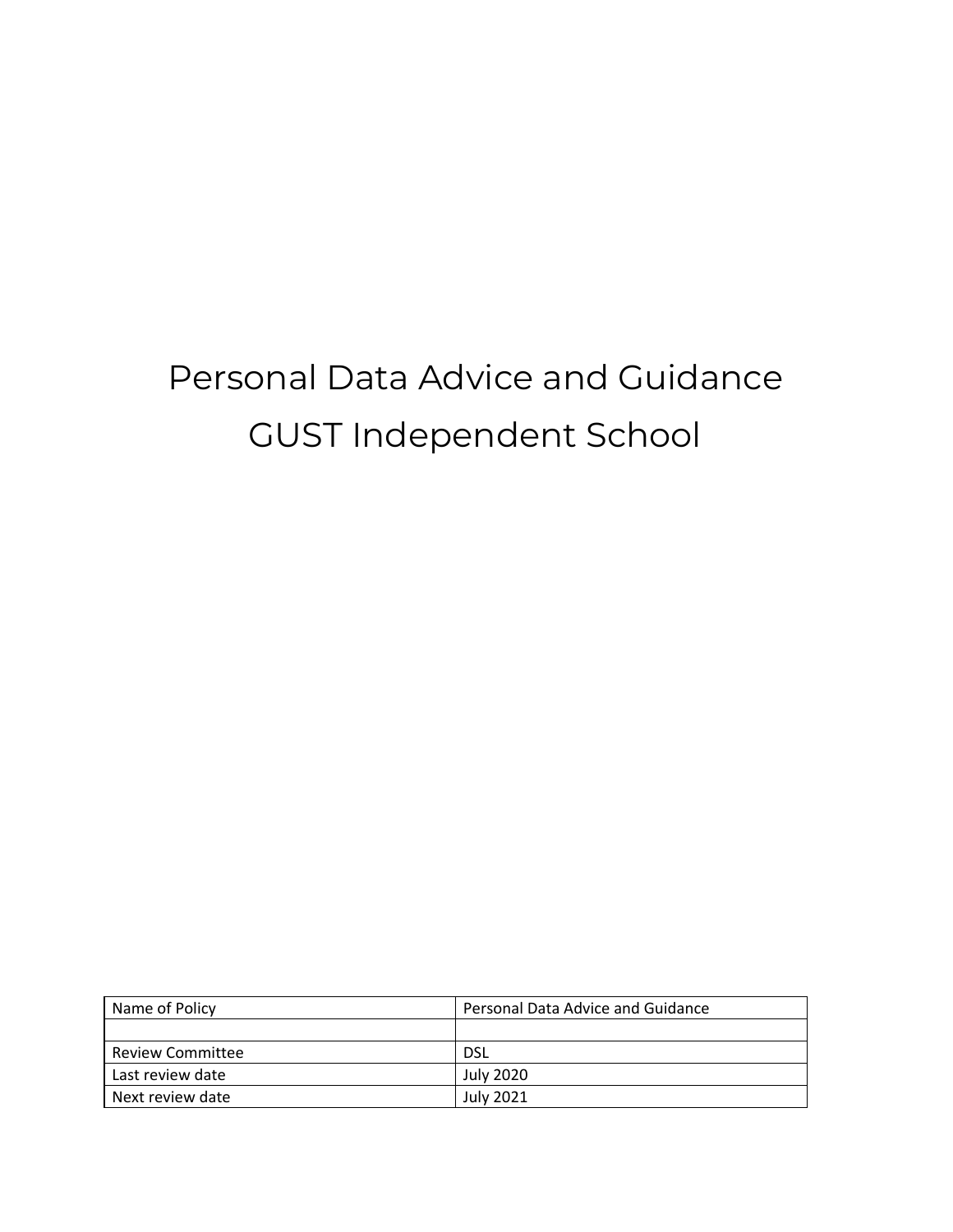# Personal Data Advice and Guidance
# GUST Independent School

| Name of Policy | Personal Data Advice and Guidance |
| --- | --- |
| | |
| Review Committee | DSL |
| Last review date | July 2020 |
| Next review date | July 2021 |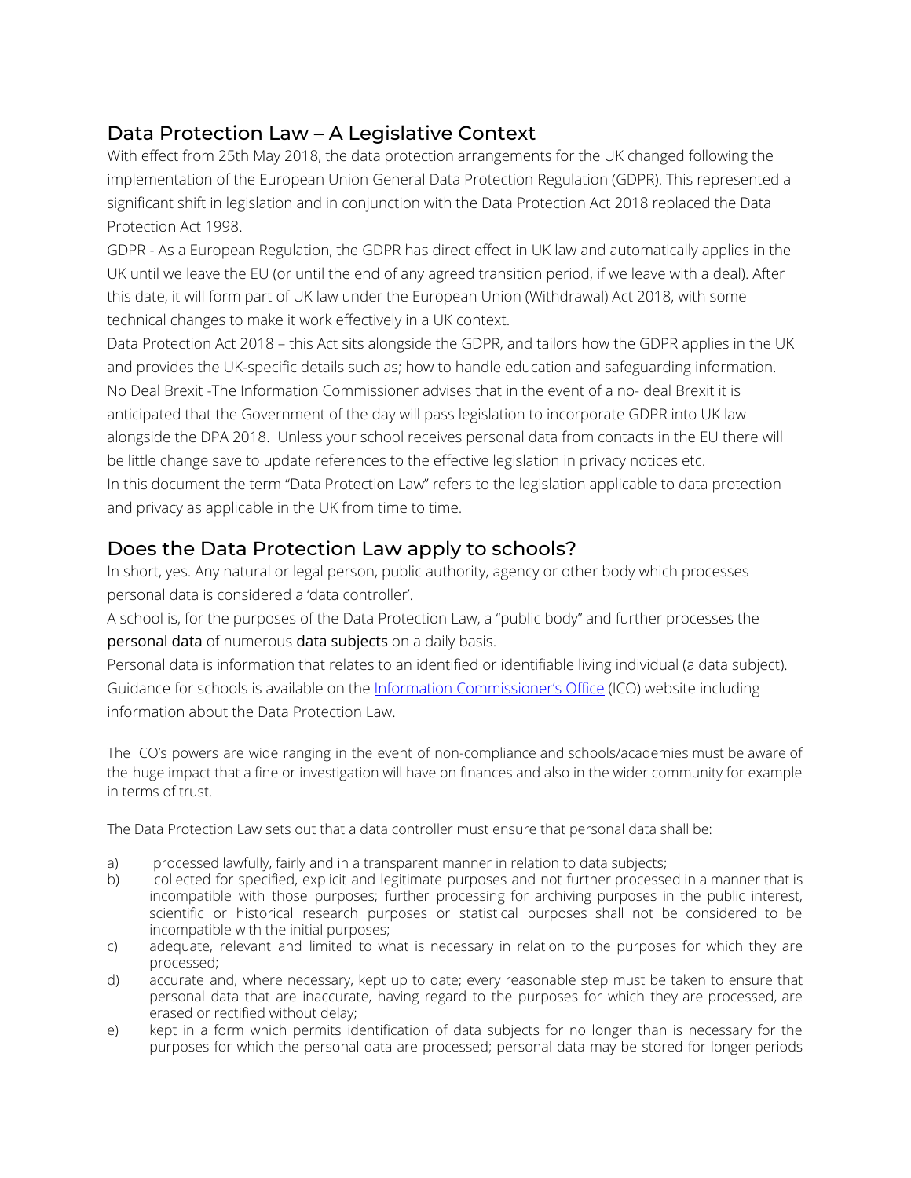## Data Protection Law – A Legislative Context

With effect from 25th May 2018, the data protection arrangements for the UK changed following the implementation of the European Union General Data Protection Regulation (GDPR). This represented a significant shift in legislation and in conjunction with the Data Protection Act 2018 replaced the Data Protection Act 1998.

GDPR - As a European Regulation, the GDPR has direct effect in UK law and automatically applies in the UK until we leave the EU (or until the end of any agreed transition period, if we leave with a deal). After this date, it will form part of UK law under the European Union (Withdrawal) Act 2018, with some technical changes to make it work effectively in a UK context.

Data Protection Act 2018 – this Act sits alongside the GDPR, and tailors how the GDPR applies in the UK and provides the UK-specific details such as; how to handle education and safeguarding information.

No Deal Brexit -The Information Commissioner advises that in the event of a no- deal Brexit it is anticipated that the Government of the day will pass legislation to incorporate GDPR into UK law alongside the DPA 2018. Unless your school receives personal data from contacts in the EU there will be little change save to update references to the effective legislation in privacy notices etc.

In this document the term "Data Protection Law" refers to the legislation applicable to data protection and privacy as applicable in the UK from time to time.

## Does the Data Protection Law apply to schools?

In short, yes. Any natural or legal person, public authority, agency or other body which processes personal data is considered a 'data controller'.

A school is, for the purposes of the Data Protection Law, a "public body" and further processes the **personal data** of numerous **data subjects** on a daily basis.

Personal data is information that relates to an identified or identifiable living individual (a data subject). Guidance for schools is available on the [Information Commissioner's Office](#) (ICO) website including information about the Data Protection Law.

The ICO's powers are wide ranging in the event of non-compliance and schools/academies must be aware of the huge impact that a fine or investigation will have on finances and also in the wider community for example in terms of trust.

The Data Protection Law sets out that a data controller must ensure that personal data shall be:

a) processed lawfully, fairly and in a transparent manner in relation to data subjects;
b) collected for specified, explicit and legitimate purposes and not further processed in a manner that is incompatible with those purposes; further processing for archiving purposes in the public interest, scientific or historical research purposes or statistical purposes shall not be considered to be incompatible with the initial purposes;
c) adequate, relevant and limited to what is necessary in relation to the purposes for which they are processed;
d) accurate and, where necessary, kept up to date; every reasonable step must be taken to ensure that personal data that are inaccurate, having regard to the purposes for which they are processed, are erased or rectified without delay;
e) kept in a form which permits identification of data subjects for no longer than is necessary for the purposes for which the personal data are processed; personal data may be stored for longer periods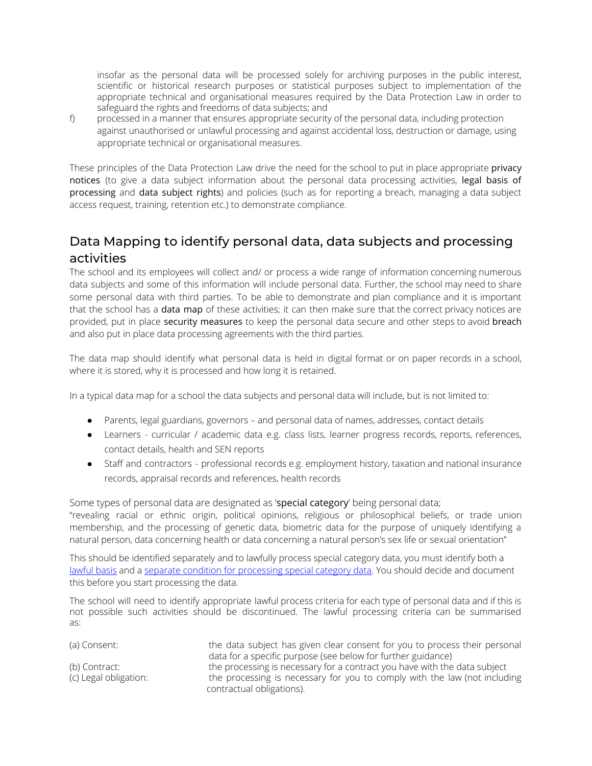insofar as the personal data will be processed solely for archiving purposes in the public interest, scientific or historical research purposes or statistical purposes subject to implementation of the appropriate technical and organisational measures required by the Data Protection Law in order to safeguard the rights and freedoms of data subjects; and

f) processed in a manner that ensures appropriate security of the personal data, including protection against unauthorised or unlawful processing and against accidental loss, destruction or damage, using appropriate technical or organisational measures.

These principles of the Data Protection Law drive the need for the school to put in place appropriate **privacy notices** (to give a data subject information about the personal data processing activities, **legal basis of processing** and **data subject rights**) and policies (such as for reporting a breach, managing a data subject access request, training, retention etc.) to demonstrate compliance.

## Data Mapping to identify personal data, data subjects and processing activities

The school and its employees will collect and/ or process a wide range of information concerning numerous data subjects and some of this information will include personal data. Further, the school may need to share some personal data with third parties. To be able to demonstrate and plan compliance and it is important that the school has a **data map** of these activities; it can then make sure that the correct privacy notices are provided, put in place **security measures** to keep the personal data secure and other steps to avoid **breach** and also put in place data processing agreements with the third parties.

The data map should identify what personal data is held in digital format or on paper records in a school, where it is stored, why it is processed and how long it is retained.

In a typical data map for a school the data subjects and personal data will include, but is not limited to:

- Parents, legal guardians, governors – and personal data of names, addresses, contact details
- Learners - curricular / academic data e.g. class lists, learner progress records, reports, references, contact details, health and SEN reports
- Staff and contractors - professional records e.g. employment history, taxation and national insurance records, appraisal records and references, health records

Some types of personal data are designated as '**special category**' being personal data;
"revealing racial or ethnic origin, political opinions, religious or philosophical beliefs, or trade union membership, and the processing of genetic data, biometric data for the purpose of uniquely identifying a natural person, data concerning health or data concerning a natural person's sex life or sexual orientation"

This should be identified separately and to lawfully process special category data, you must identify both a lawful basis and a separate condition for processing special category data. You should decide and document this before you start processing the data.

The school will need to identify appropriate lawful process criteria for each type of personal data and if this is not possible such activities should be discontinued. The lawful processing criteria can be summarised as:

| | |
|---|---|
| (a) Consent: | the data subject has given clear consent for you to process their personal data for a specific purpose (see below for further guidance) |
| (b) Contract: | the processing is necessary for a contract you have with the data subject |
| (c) Legal obligation: | the processing is necessary for you to comply with the law (not including contractual obligations). |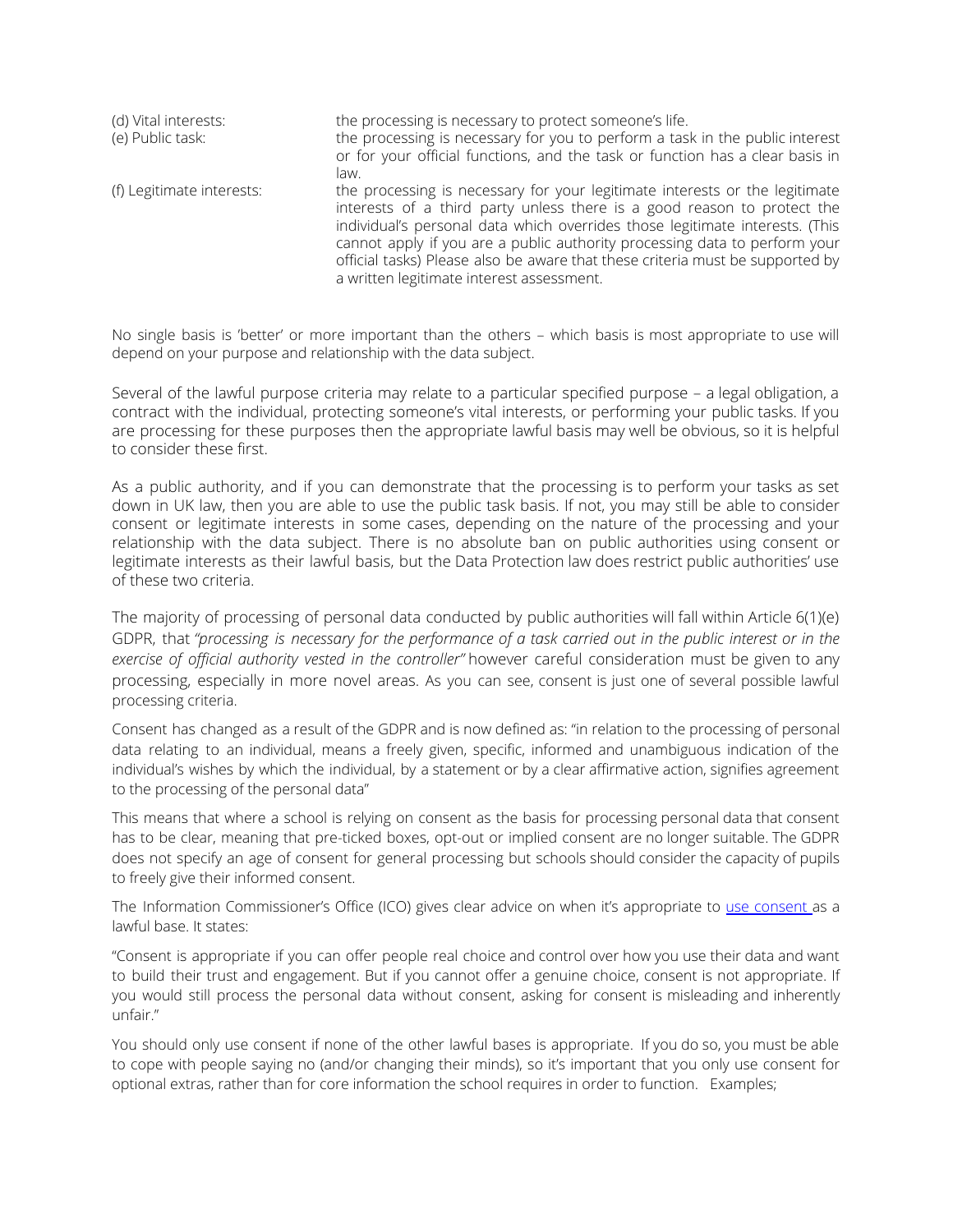| | |
|---|---|
| (d) Vital interests: | the processing is necessary to protect someone's life. |
| (e) Public task: | the processing is necessary for you to perform a task in the public interest or for your official functions, and the task or function has a clear basis in law. |
| (f) Legitimate interests: | the processing is necessary for your legitimate interests or the legitimate interests of a third party unless there is a good reason to protect the individual's personal data which overrides those legitimate interests. (This cannot apply if you are a public authority processing data to perform your official tasks) Please also be aware that these criteria must be supported by a written legitimate interest assessment. |

No single basis is 'better' or more important than the others – which basis is most appropriate to use will depend on your purpose and relationship with the data subject.

Several of the lawful purpose criteria may relate to a particular specified purpose – a legal obligation, a contract with the individual, protecting someone's vital interests, or performing your public tasks. If you are processing for these purposes then the appropriate lawful basis may well be obvious, so it is helpful to consider these first.

As a public authority, and if you can demonstrate that the processing is to perform your tasks as set down in UK law, then you are able to use the public task basis. If not, you may still be able to consider consent or legitimate interests in some cases, depending on the nature of the processing and your relationship with the data subject. There is no absolute ban on public authorities using consent or legitimate interests as their lawful basis, but the Data Protection law does restrict public authorities' use of these two criteria.

The majority of processing of personal data conducted by public authorities will fall within Article 6(1)(e) GDPR, that *"processing is necessary for the performance of a task carried out in the public interest or in the exercise of official authority vested in the controller"* however careful consideration must be given to any processing, especially in more novel areas. As you can see, consent is just one of several possible lawful processing criteria.

Consent has changed as a result of the GDPR and is now defined as: "in relation to the processing of personal data relating to an individual, means a freely given, specific, informed and unambiguous indication of the individual's wishes by which the individual, by a statement or by a clear affirmative action, signifies agreement to the processing of the personal data"

This means that where a school is relying on consent as the basis for processing personal data that consent has to be clear, meaning that pre-ticked boxes, opt-out or implied consent are no longer suitable. The GDPR does not specify an age of consent for general processing but schools should consider the capacity of pupils to freely give their informed consent.

The Information Commissioner's Office (ICO) gives clear advice on when it's appropriate to use consent as a lawful base. It states:

"Consent is appropriate if you can offer people real choice and control over how you use their data and want to build their trust and engagement. But if you cannot offer a genuine choice, consent is not appropriate. If you would still process the personal data without consent, asking for consent is misleading and inherently unfair."

You should only use consent if none of the other lawful bases is appropriate. If you do so, you must be able to cope with people saying no (and/or changing their minds), so it's important that you only use consent for optional extras, rather than for core information the school requires in order to function. Examples;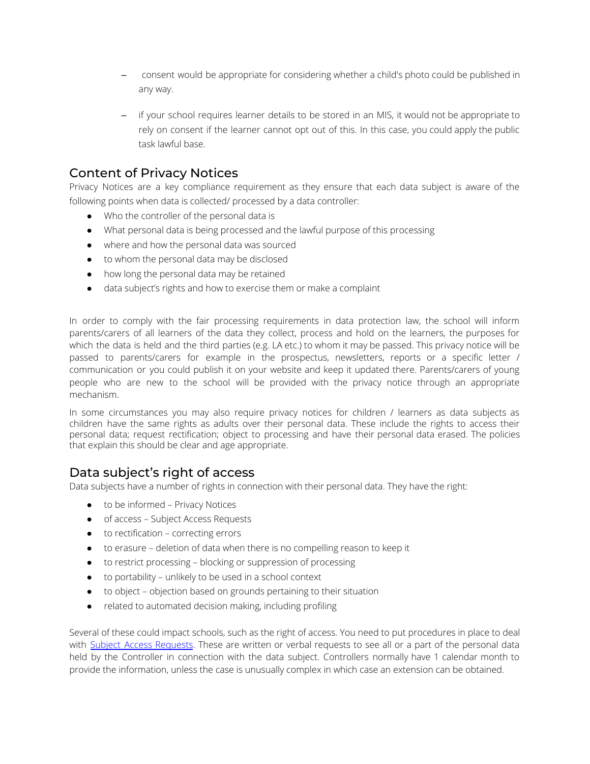- consent would be appropriate for considering whether a child's photo could be published in any way.

- if your school requires learner details to be stored in an MIS, it would not be appropriate to rely on consent if the learner cannot opt out of this. In this case, you could apply the public task lawful base.

## Content of Privacy Notices

Privacy Notices are a key compliance requirement as they ensure that each data subject is aware of the following points when data is collected/ processed by a data controller:

- Who the controller of the personal data is
- What personal data is being processed and the lawful purpose of this processing
- where and how the personal data was sourced
- to whom the personal data may be disclosed
- how long the personal data may be retained
- data subject's rights and how to exercise them or make a complaint

In order to comply with the fair processing requirements in data protection law, the school will inform parents/carers of all learners of the data they collect, process and hold on the learners, the purposes for which the data is held and the third parties (e.g. LA etc.) to whom it may be passed. This privacy notice will be passed to parents/carers for example in the prospectus, newsletters, reports or a specific letter / communication or you could publish it on your website and keep it updated there. Parents/carers of young people who are new to the school will be provided with the privacy notice through an appropriate mechanism.

In some circumstances you may also require privacy notices for children / learners as data subjects as children have the same rights as adults over their personal data. These include the rights to access their personal data; request rectification; object to processing and have their personal data erased. The policies that explain this should be clear and age appropriate.

## Data subject's right of access

Data subjects have a number of rights in connection with their personal data. They have the right:

- to be informed – Privacy Notices
- of access – Subject Access Requests
- to rectification – correcting errors
- to erasure – deletion of data when there is no compelling reason to keep it
- to restrict processing – blocking or suppression of processing
- to portability – unlikely to be used in a school context
- to object – objection based on grounds pertaining to their situation
- related to automated decision making, including profiling

Several of these could impact schools, such as the right of access. You need to put procedures in place to deal with Subject Access Requests. These are written or verbal requests to see all or a part of the personal data held by the Controller in connection with the data subject. Controllers normally have 1 calendar month to provide the information, unless the case is unusually complex in which case an extension can be obtained.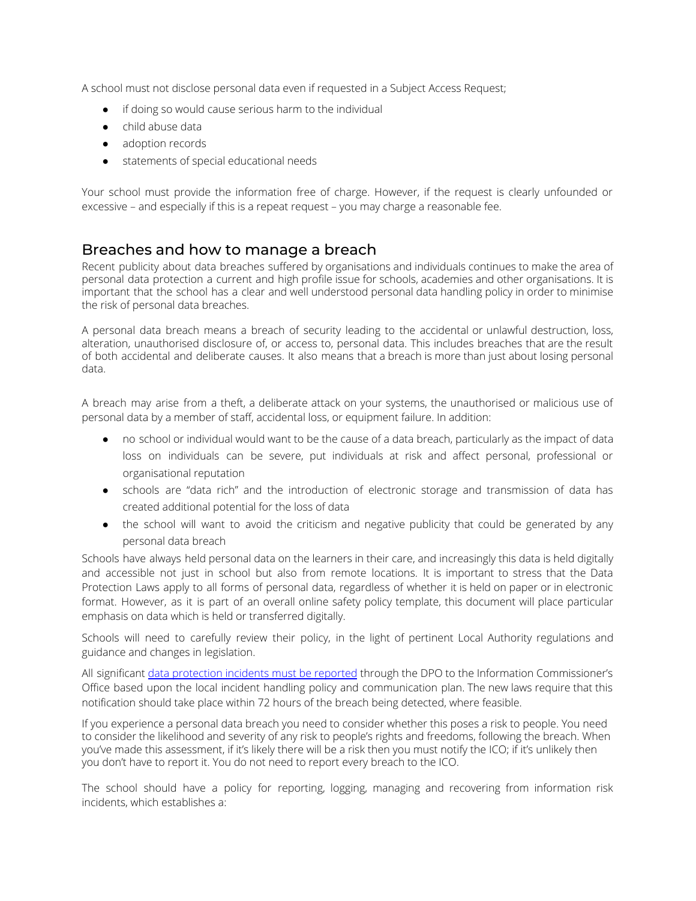A school must not disclose personal data even if requested in a Subject Access Request;

- if doing so would cause serious harm to the individual
- child abuse data
- adoption records
- statements of special educational needs

Your school must provide the information free of charge. However, if the request is clearly unfounded or excessive – and especially if this is a repeat request – you may charge a reasonable fee.

## Breaches and how to manage a breach

Recent publicity about data breaches suffered by organisations and individuals continues to make the area of personal data protection a current and high profile issue for schools, academies and other organisations. It is important that the school has a clear and well understood personal data handling policy in order to minimise the risk of personal data breaches.

A personal data breach means a breach of security leading to the accidental or unlawful destruction, loss, alteration, unauthorised disclosure of, or access to, personal data. This includes breaches that are the result of both accidental and deliberate causes. It also means that a breach is more than just about losing personal data.

A breach may arise from a theft, a deliberate attack on your systems, the unauthorised or malicious use of personal data by a member of staff, accidental loss, or equipment failure. In addition:

- no school or individual would want to be the cause of a data breach, particularly as the impact of data loss on individuals can be severe, put individuals at risk and affect personal, professional or organisational reputation
- schools are "data rich" and the introduction of electronic storage and transmission of data has created additional potential for the loss of data
- the school will want to avoid the criticism and negative publicity that could be generated by any personal data breach

Schools have always held personal data on the learners in their care, and increasingly this data is held digitally and accessible not just in school but also from remote locations. It is important to stress that the Data Protection Laws apply to all forms of personal data, regardless of whether it is held on paper or in electronic format. However, as it is part of an overall online safety policy template, this document will place particular emphasis on data which is held or transferred digitally.

Schools will need to carefully review their policy, in the light of pertinent Local Authority regulations and guidance and changes in legislation.

All significant data protection incidents must be reported through the DPO to the Information Commissioner's Office based upon the local incident handling policy and communication plan. The new laws require that this notification should take place within 72 hours of the breach being detected, where feasible.

If you experience a personal data breach you need to consider whether this poses a risk to people. You need to consider the likelihood and severity of any risk to people's rights and freedoms, following the breach. When you've made this assessment, if it's likely there will be a risk then you must notify the ICO; if it's unlikely then you don't have to report it. You do not need to report every breach to the ICO.

The school should have a policy for reporting, logging, managing and recovering from information risk incidents, which establishes a: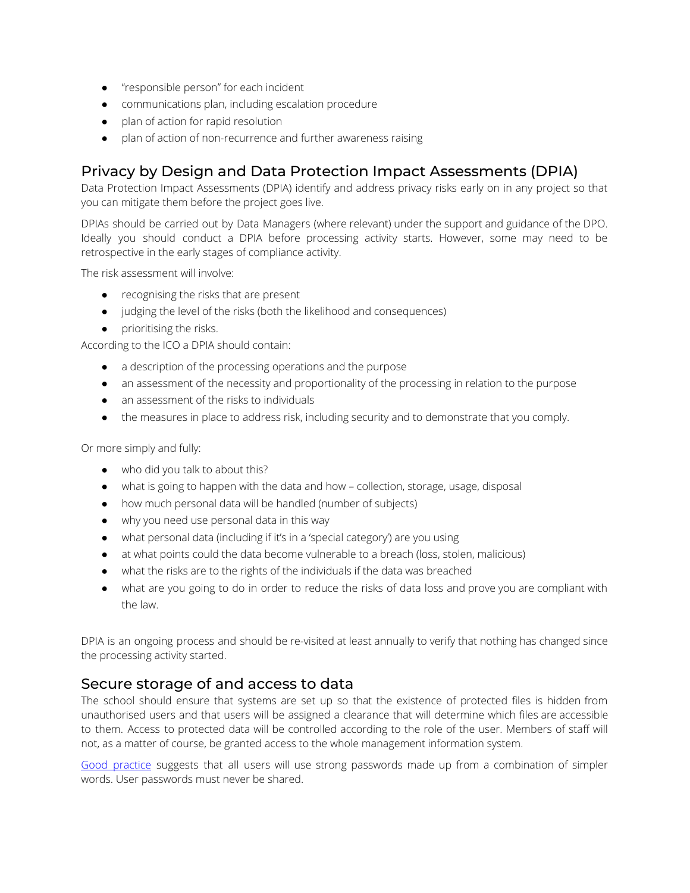- "responsible person" for each incident
- communications plan, including escalation procedure
- plan of action for rapid resolution
- plan of action of non-recurrence and further awareness raising

## Privacy by Design and Data Protection Impact Assessments (DPIA)

Data Protection Impact Assessments (DPIA) identify and address privacy risks early on in any project so that you can mitigate them before the project goes live.

DPIAs should be carried out by Data Managers (where relevant) under the support and guidance of the DPO. Ideally you should conduct a DPIA before processing activity starts. However, some may need to be retrospective in the early stages of compliance activity.

The risk assessment will involve:

- recognising the risks that are present
- judging the level of the risks (both the likelihood and consequences)
- prioritising the risks.

According to the ICO a DPIA should contain:

- a description of the processing operations and the purpose
- an assessment of the necessity and proportionality of the processing in relation to the purpose
- an assessment of the risks to individuals
- the measures in place to address risk, including security and to demonstrate that you comply.

Or more simply and fully:

- who did you talk to about this?
- what is going to happen with the data and how – collection, storage, usage, disposal
- how much personal data will be handled (number of subjects)
- why you need use personal data in this way
- what personal data (including if it's in a 'special category') are you using
- at what points could the data become vulnerable to a breach (loss, stolen, malicious)
- what the risks are to the rights of the individuals if the data was breached
- what are you going to do in order to reduce the risks of data loss and prove you are compliant with the law.

DPIA is an ongoing process and should be re-visited at least annually to verify that nothing has changed since the processing activity started.

## Secure storage of and access to data

The school should ensure that systems are set up so that the existence of protected files is hidden from unauthorised users and that users will be assigned a clearance that will determine which files are accessible to them. Access to protected data will be controlled according to the role of the user. Members of staff will not, as a matter of course, be granted access to the whole management information system.

Good practice suggests that all users will use strong passwords made up from a combination of simpler words. User passwords must never be shared.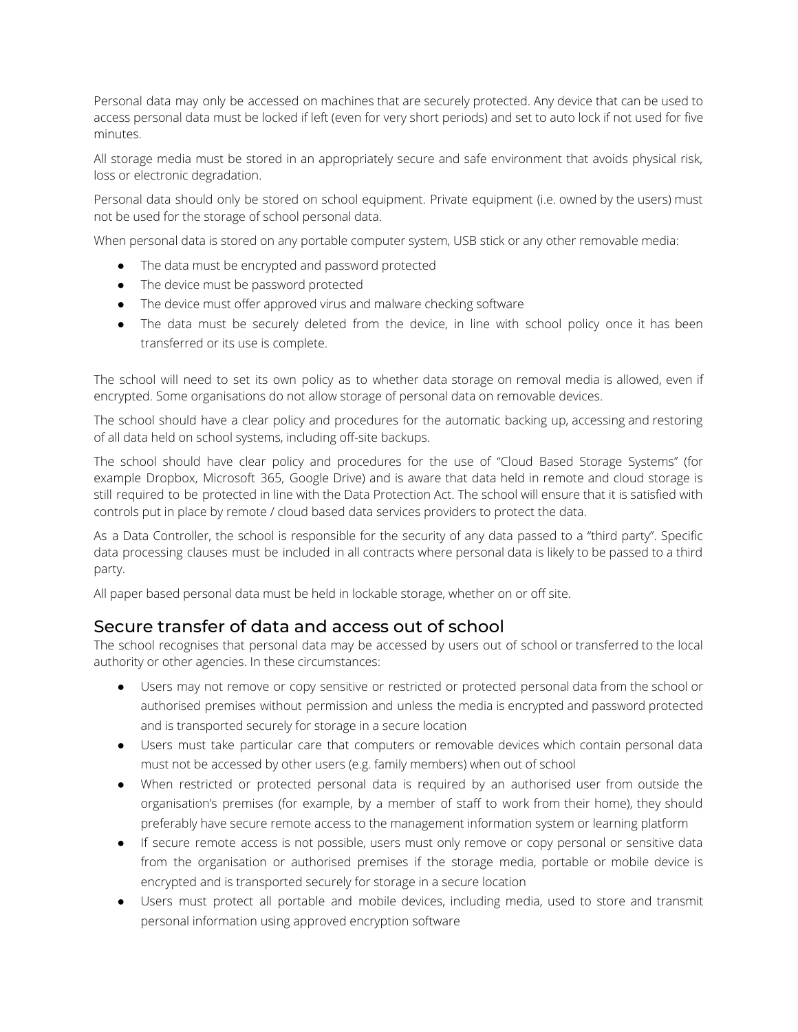Personal data may only be accessed on machines that are securely protected. Any device that can be used to access personal data must be locked if left (even for very short periods) and set to auto lock if not used for five minutes.

All storage media must be stored in an appropriately secure and safe environment that avoids physical risk, loss or electronic degradation.

Personal data should only be stored on school equipment. Private equipment (i.e. owned by the users) must not be used for the storage of school personal data.

When personal data is stored on any portable computer system, USB stick or any other removable media:

- The data must be encrypted and password protected
- The device must be password protected
- The device must offer approved virus and malware checking software
- The data must be securely deleted from the device, in line with school policy once it has been transferred or its use is complete.

The school will need to set its own policy as to whether data storage on removal media is allowed, even if encrypted. Some organisations do not allow storage of personal data on removable devices.

The school should have a clear policy and procedures for the automatic backing up, accessing and restoring of all data held on school systems, including off-site backups.

The school should have clear policy and procedures for the use of "Cloud Based Storage Systems" (for example Dropbox, Microsoft 365, Google Drive) and is aware that data held in remote and cloud storage is still required to be protected in line with the Data Protection Act. The school will ensure that it is satisfied with controls put in place by remote / cloud based data services providers to protect the data.

As a Data Controller, the school is responsible for the security of any data passed to a "third party". Specific data processing clauses must be included in all contracts where personal data is likely to be passed to a third party.

All paper based personal data must be held in lockable storage, whether on or off site.

## Secure transfer of data and access out of school

The school recognises that personal data may be accessed by users out of school or transferred to the local authority or other agencies. In these circumstances:

- Users may not remove or copy sensitive or restricted or protected personal data from the school or authorised premises without permission and unless the media is encrypted and password protected and is transported securely for storage in a secure location
- Users must take particular care that computers or removable devices which contain personal data must not be accessed by other users (e.g. family members) when out of school
- When restricted or protected personal data is required by an authorised user from outside the organisation's premises (for example, by a member of staff to work from their home), they should preferably have secure remote access to the management information system or learning platform
- If secure remote access is not possible, users must only remove or copy personal or sensitive data from the organisation or authorised premises if the storage media, portable or mobile device is encrypted and is transported securely for storage in a secure location
- Users must protect all portable and mobile devices, including media, used to store and transmit personal information using approved encryption software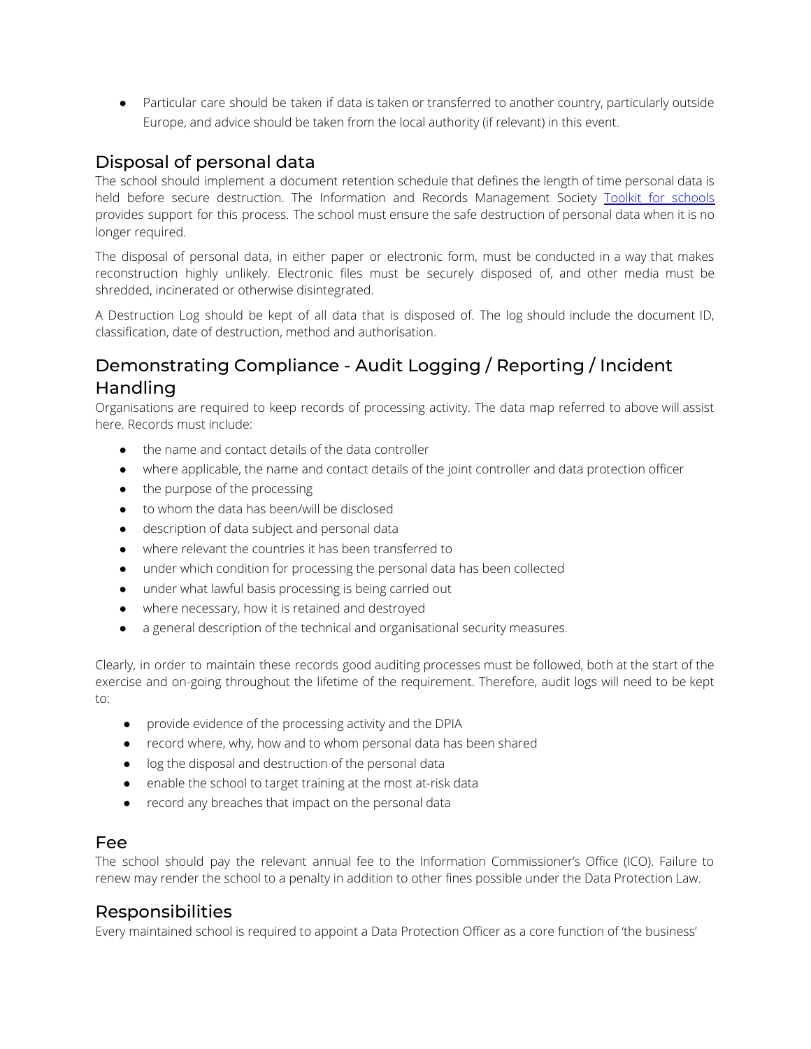- Particular care should be taken if data is taken or transferred to another country, particularly outside Europe, and advice should be taken from the local authority (if relevant) in this event.

## Disposal of personal data

The school should implement a document retention schedule that defines the length of time personal data is held before secure destruction. The Information and Records Management Society [Toolkit for schools] provides support for this process. The school must ensure the safe destruction of personal data when it is no longer required.

The disposal of personal data, in either paper or electronic form, must be conducted in a way that makes reconstruction highly unlikely. Electronic files must be securely disposed of, and other media must be shredded, incinerated or otherwise disintegrated.

A Destruction Log should be kept of all data that is disposed of. The log should include the document ID, classification, date of destruction, method and authorisation.

## Demonstrating Compliance - Audit Logging / Reporting / Incident Handling

Organisations are required to keep records of processing activity. The data map referred to above will assist here. Records must include:

- the name and contact details of the data controller
- where applicable, the name and contact details of the joint controller and data protection officer
- the purpose of the processing
- to whom the data has been/will be disclosed
- description of data subject and personal data
- where relevant the countries it has been transferred to
- under which condition for processing the personal data has been collected
- under what lawful basis processing is being carried out
- where necessary, how it is retained and destroyed
- a general description of the technical and organisational security measures.

Clearly, in order to maintain these records good auditing processes must be followed, both at the start of the exercise and on-going throughout the lifetime of the requirement. Therefore, audit logs will need to be kept to:

- provide evidence of the processing activity and the DPIA
- record where, why, how and to whom personal data has been shared
- log the disposal and destruction of the personal data
- enable the school to target training at the most at-risk data
- record any breaches that impact on the personal data

## Fee

The school should pay the relevant annual fee to the Information Commissioner's Office (ICO). Failure to renew may render the school to a penalty in addition to other fines possible under the Data Protection Law.

## Responsibilities

Every maintained school is required to appoint a Data Protection Officer as a core function of 'the business'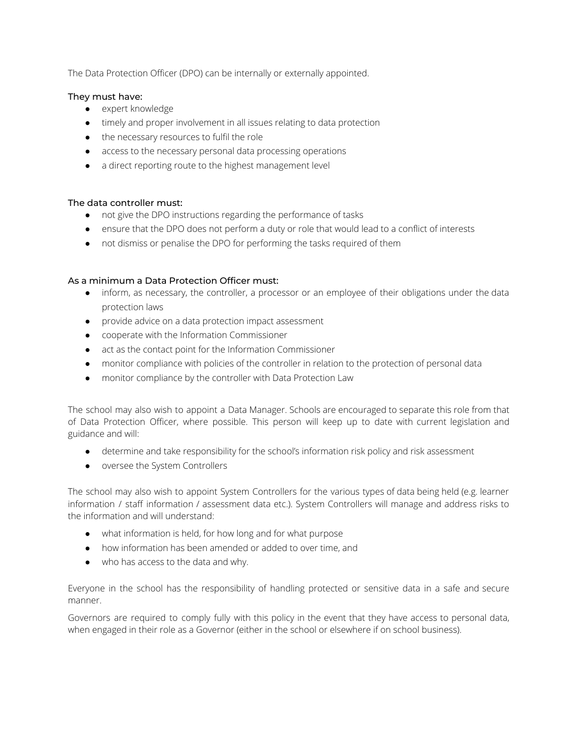The Data Protection Officer (DPO) can be internally or externally appointed.

**They must have:**

- expert knowledge
- timely and proper involvement in all issues relating to data protection
- the necessary resources to fulfil the role
- access to the necessary personal data processing operations
- a direct reporting route to the highest management level

**The data controller must:**

- not give the DPO instructions regarding the performance of tasks
- ensure that the DPO does not perform a duty or role that would lead to a conflict of interests
- not dismiss or penalise the DPO for performing the tasks required of them

**As a minimum a Data Protection Officer must:**

- inform, as necessary, the controller, a processor or an employee of their obligations under the data protection laws
- provide advice on a data protection impact assessment
- cooperate with the Information Commissioner
- act as the contact point for the Information Commissioner
- monitor compliance with policies of the controller in relation to the protection of personal data
- monitor compliance by the controller with Data Protection Law

The school may also wish to appoint a Data Manager. Schools are encouraged to separate this role from that of Data Protection Officer, where possible. This person will keep up to date with current legislation and guidance and will:

- determine and take responsibility for the school's information risk policy and risk assessment
- oversee the System Controllers

The school may also wish to appoint System Controllers for the various types of data being held (e.g. learner information / staff information / assessment data etc.). System Controllers will manage and address risks to the information and will understand:

- what information is held, for how long and for what purpose
- how information has been amended or added to over time, and
- who has access to the data and why.

Everyone in the school has the responsibility of handling protected or sensitive data in a safe and secure manner.

Governors are required to comply fully with this policy in the event that they have access to personal data, when engaged in their role as a Governor (either in the school or elsewhere if on school business).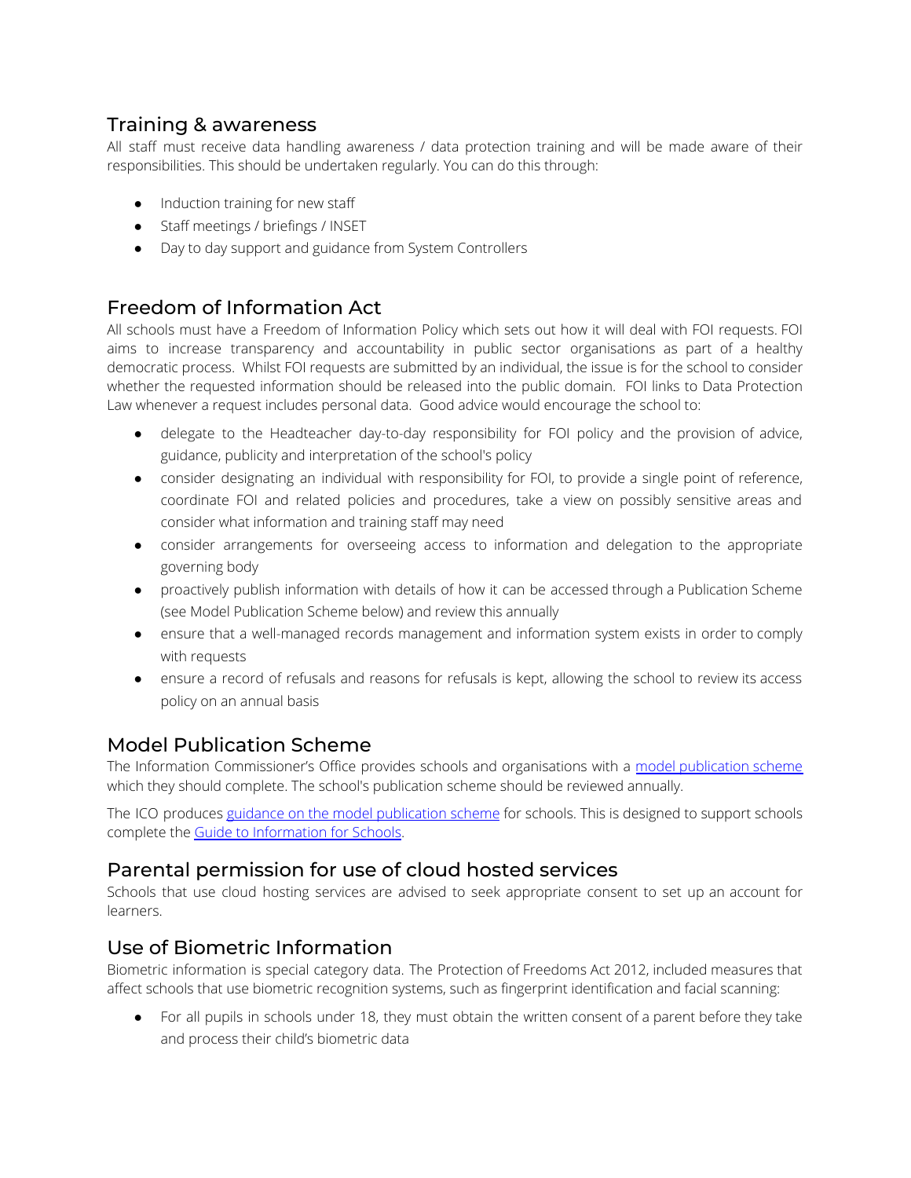## Training & awareness

All staff must receive data handling awareness / data protection training and will be made aware of their responsibilities. This should be undertaken regularly. You can do this through:

- Induction training for new staff
- Staff meetings / briefings / INSET
- Day to day support and guidance from System Controllers

## Freedom of Information Act

All schools must have a Freedom of Information Policy which sets out how it will deal with FOI requests. FOI aims to increase transparency and accountability in public sector organisations as part of a healthy democratic process. Whilst FOI requests are submitted by an individual, the issue is for the school to consider whether the requested information should be released into the public domain. FOI links to Data Protection Law whenever a request includes personal data. Good advice would encourage the school to:

- delegate to the Headteacher day-to-day responsibility for FOI policy and the provision of advice, guidance, publicity and interpretation of the school's policy
- consider designating an individual with responsibility for FOI, to provide a single point of reference, coordinate FOI and related policies and procedures, take a view on possibly sensitive areas and consider what information and training staff may need
- consider arrangements for overseeing access to information and delegation to the appropriate governing body
- proactively publish information with details of how it can be accessed through a Publication Scheme (see Model Publication Scheme below) and review this annually
- ensure that a well-managed records management and information system exists in order to comply with requests
- ensure a record of refusals and reasons for refusals is kept, allowing the school to review its access policy on an annual basis

## Model Publication Scheme

The Information Commissioner's Office provides schools and organisations with a model publication scheme which they should complete. The school's publication scheme should be reviewed annually.

The ICO produces guidance on the model publication scheme for schools. This is designed to support schools complete the Guide to Information for Schools.

## Parental permission for use of cloud hosted services

Schools that use cloud hosting services are advised to seek appropriate consent to set up an account for learners.

## Use of Biometric Information

Biometric information is special category data. The Protection of Freedoms Act 2012, included measures that affect schools that use biometric recognition systems, such as fingerprint identification and facial scanning:

- For all pupils in schools under 18, they must obtain the written consent of a parent before they take and process their child's biometric data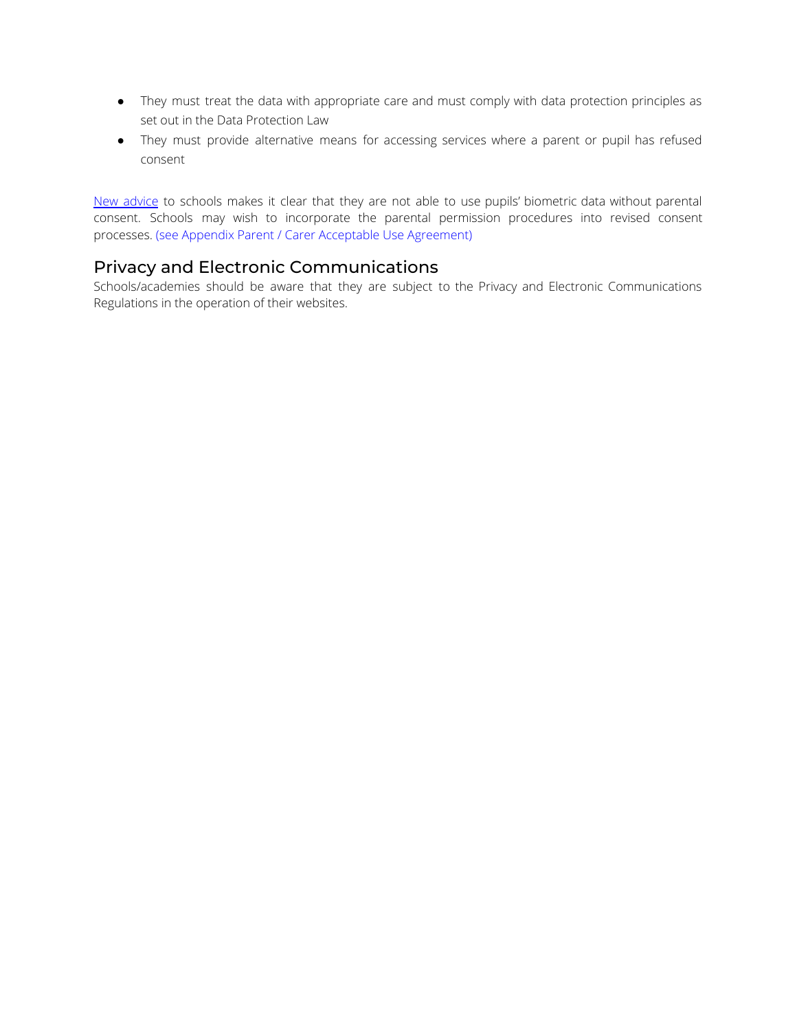- They must treat the data with appropriate care and must comply with data protection principles as set out in the Data Protection Law
- They must provide alternative means for accessing services where a parent or pupil has refused consent

New advice to schools makes it clear that they are not able to use pupils' biometric data without parental consent. Schools may wish to incorporate the parental permission procedures into revised consent processes. (see Appendix Parent / Carer Acceptable Use Agreement)

## Privacy and Electronic Communications

Schools/academies should be aware that they are subject to the Privacy and Electronic Communications Regulations in the operation of their websites.